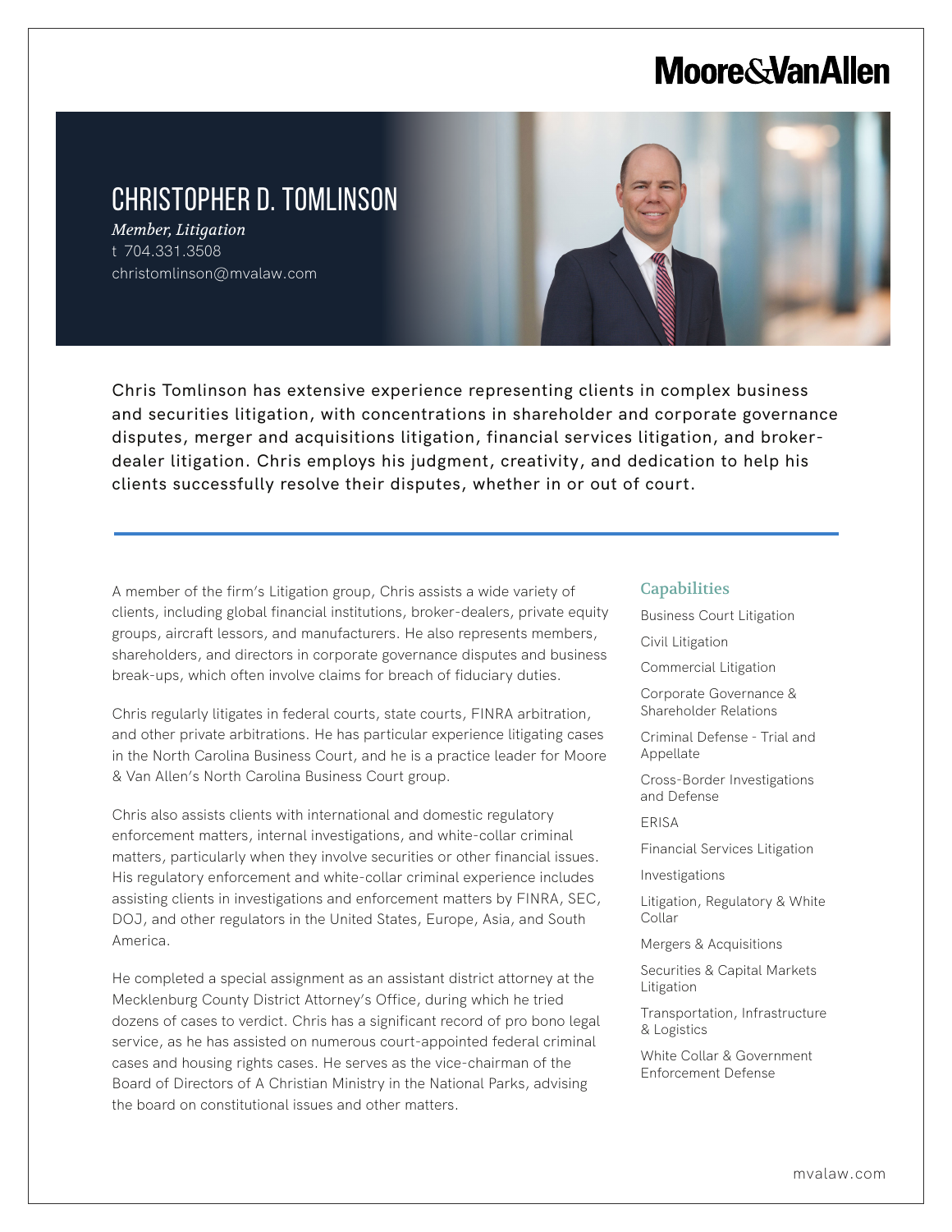Moore&VanAllen

# CHRISTOPHER D. TOMLINSON

*Member, Litigation*
t 704.331.3508
christomlinson@mvalaw.com

Chris Tomlinson has extensive experience representing clients in complex business and securities litigation, with concentrations in shareholder and corporate governance disputes, merger and acquisitions litigation, financial services litigation, and broker-dealer litigation. Chris employs his judgment, creativity, and dedication to help his clients successfully resolve their disputes, whether in or out of court.

A member of the firm's Litigation group, Chris assists a wide variety of clients, including global financial institutions, broker-dealers, private equity groups, aircraft lessors, and manufacturers. He also represents members, shareholders, and directors in corporate governance disputes and business break-ups, which often involve claims for breach of fiduciary duties.

Chris regularly litigates in federal courts, state courts, FINRA arbitration, and other private arbitrations. He has particular experience litigating cases in the North Carolina Business Court, and he is a practice leader for Moore & Van Allen's North Carolina Business Court group.

Chris also assists clients with international and domestic regulatory enforcement matters, internal investigations, and white-collar criminal matters, particularly when they involve securities or other financial issues. His regulatory enforcement and white-collar criminal experience includes assisting clients in investigations and enforcement matters by FINRA, SEC, DOJ, and other regulators in the United States, Europe, Asia, and South America.

He completed a special assignment as an assistant district attorney at the Mecklenburg County District Attorney's Office, during which he tried dozens of cases to verdict. Chris has a significant record of pro bono legal service, as he has assisted on numerous court-appointed federal criminal cases and housing rights cases. He serves as the vice-chairman of the Board of Directors of A Christian Ministry in the National Parks, advising the board on constitutional issues and other matters.

## Capabilities

- Business Court Litigation
- Civil Litigation
- Commercial Litigation
- Corporate Governance & Shareholder Relations
- Criminal Defense - Trial and Appellate
- Cross-Border Investigations and Defense
- ERISA
- Financial Services Litigation
- Investigations
- Litigation, Regulatory & White Collar
- Mergers & Acquisitions
- Securities & Capital Markets Litigation
- Transportation, Infrastructure & Logistics
- White Collar & Government Enforcement Defense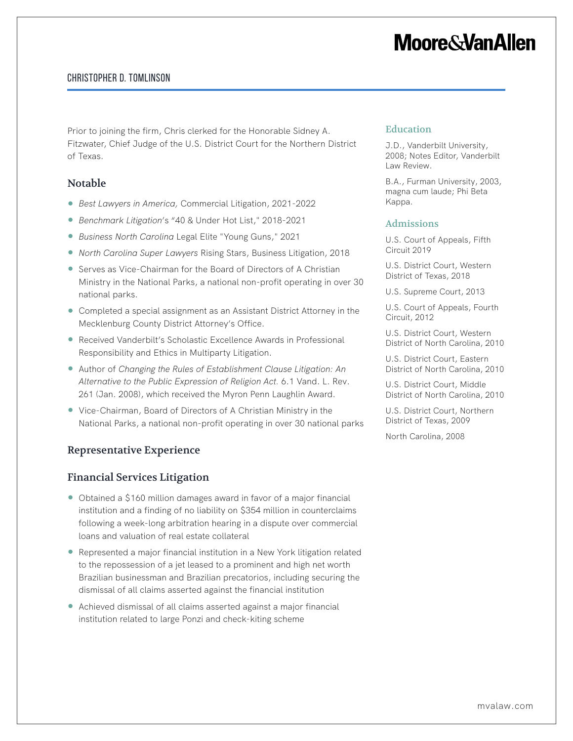Prior to joining the firm, Chris clerked for the Honorable Sidney A. Fitzwater, Chief Judge of the U.S. District Court for the Northern District of Texas.

## Notable

- *Best Lawyers in America,* Commercial Litigation, 2021-2022
- *Benchmark Litigation*'s "40 & Under Hot List," 2018-2021
- *Business North Carolina* Legal Elite "Young Guns," 2021
- *North Carolina Super Lawyers* Rising Stars, Business Litigation, 2018
- Serves as Vice-Chairman for the Board of Directors of A Christian Ministry in the National Parks, a national non-profit operating in over 30 national parks.
- Completed a special assignment as an Assistant District Attorney in the Mecklenburg County District Attorney's Office.
- Received Vanderbilt's Scholastic Excellence Awards in Professional Responsibility and Ethics in Multiparty Litigation.
- Author of *Changing the Rules of Establishment Clause Litigation: An Alternative to the Public Expression of Religion Act.* 6.1 Vand. L. Rev. 261 (Jan. 2008), which received the Myron Penn Laughlin Award.
- Vice-Chairman, Board of Directors of A Christian Ministry in the National Parks, a national non-profit operating in over 30 national parks

## Representative Experience

### Financial Services Litigation

- Obtained a $160 million damages award in favor of a major financial institution and a finding of no liability on $354 million in counterclaims following a week-long arbitration hearing in a dispute over commercial loans and valuation of real estate collateral
- Represented a major financial institution in a New York litigation related to the repossession of a jet leased to a prominent and high net worth Brazilian businessman and Brazilian precatorios, including securing the dismissal of all claims asserted against the financial institution
- Achieved dismissal of all claims asserted against a major financial institution related to large Ponzi and check-kiting scheme

## Education

J.D., Vanderbilt University, 2008; Notes Editor, Vanderbilt Law Review.

B.A., Furman University, 2003, magna cum laude; Phi Beta Kappa.

## Admissions

U.S. Court of Appeals, Fifth Circuit 2019

U.S. District Court, Western District of Texas, 2018

U.S. Supreme Court, 2013

U.S. Court of Appeals, Fourth Circuit, 2012

U.S. District Court, Western District of North Carolina, 2010

U.S. District Court, Eastern District of North Carolina, 2010

U.S. District Court, Middle District of North Carolina, 2010

U.S. District Court, Northern District of Texas, 2009

North Carolina, 2008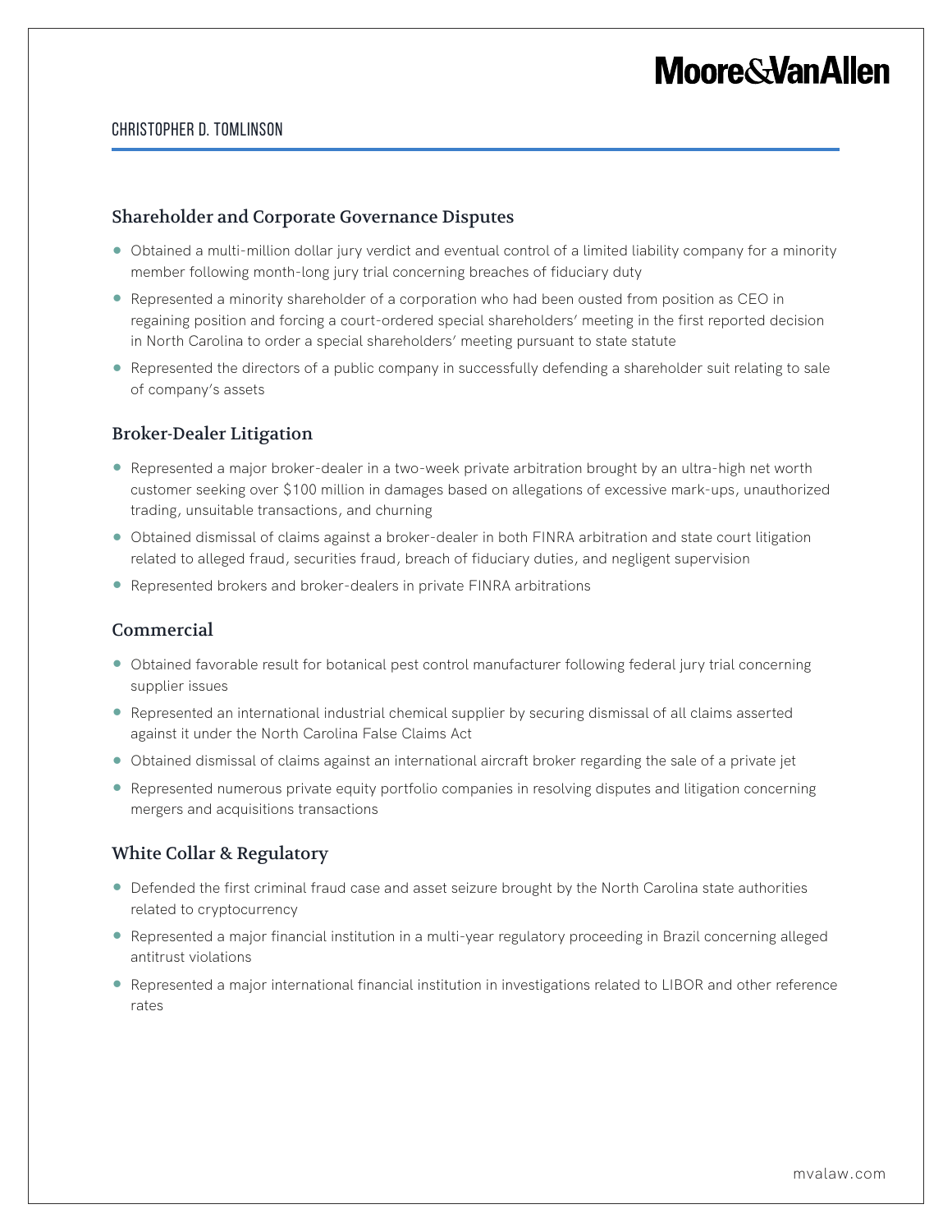### Shareholder and Corporate Governance Disputes

- Obtained a multi-million dollar jury verdict and eventual control of a limited liability company for a minority member following month-long jury trial concerning breaches of fiduciary duty
- Represented a minority shareholder of a corporation who had been ousted from position as CEO in regaining position and forcing a court-ordered special shareholders' meeting in the first reported decision in North Carolina to order a special shareholders' meeting pursuant to state statute
- Represented the directors of a public company in successfully defending a shareholder suit relating to sale of company's assets

### Broker-Dealer Litigation

- Represented a major broker-dealer in a two-week private arbitration brought by an ultra-high net worth customer seeking over $100 million in damages based on allegations of excessive mark-ups, unauthorized trading, unsuitable transactions, and churning
- Obtained dismissal of claims against a broker-dealer in both FINRA arbitration and state court litigation related to alleged fraud, securities fraud, breach of fiduciary duties, and negligent supervision
- Represented brokers and broker-dealers in private FINRA arbitrations

### Commercial

- Obtained favorable result for botanical pest control manufacturer following federal jury trial concerning supplier issues
- Represented an international industrial chemical supplier by securing dismissal of all claims asserted against it under the North Carolina False Claims Act
- Obtained dismissal of claims against an international aircraft broker regarding the sale of a private jet
- Represented numerous private equity portfolio companies in resolving disputes and litigation concerning mergers and acquisitions transactions

### White Collar & Regulatory

- Defended the first criminal fraud case and asset seizure brought by the North Carolina state authorities related to cryptocurrency
- Represented a major financial institution in a multi-year regulatory proceeding in Brazil concerning alleged antitrust violations
- Represented a major international financial institution in investigations related to LIBOR and other reference rates